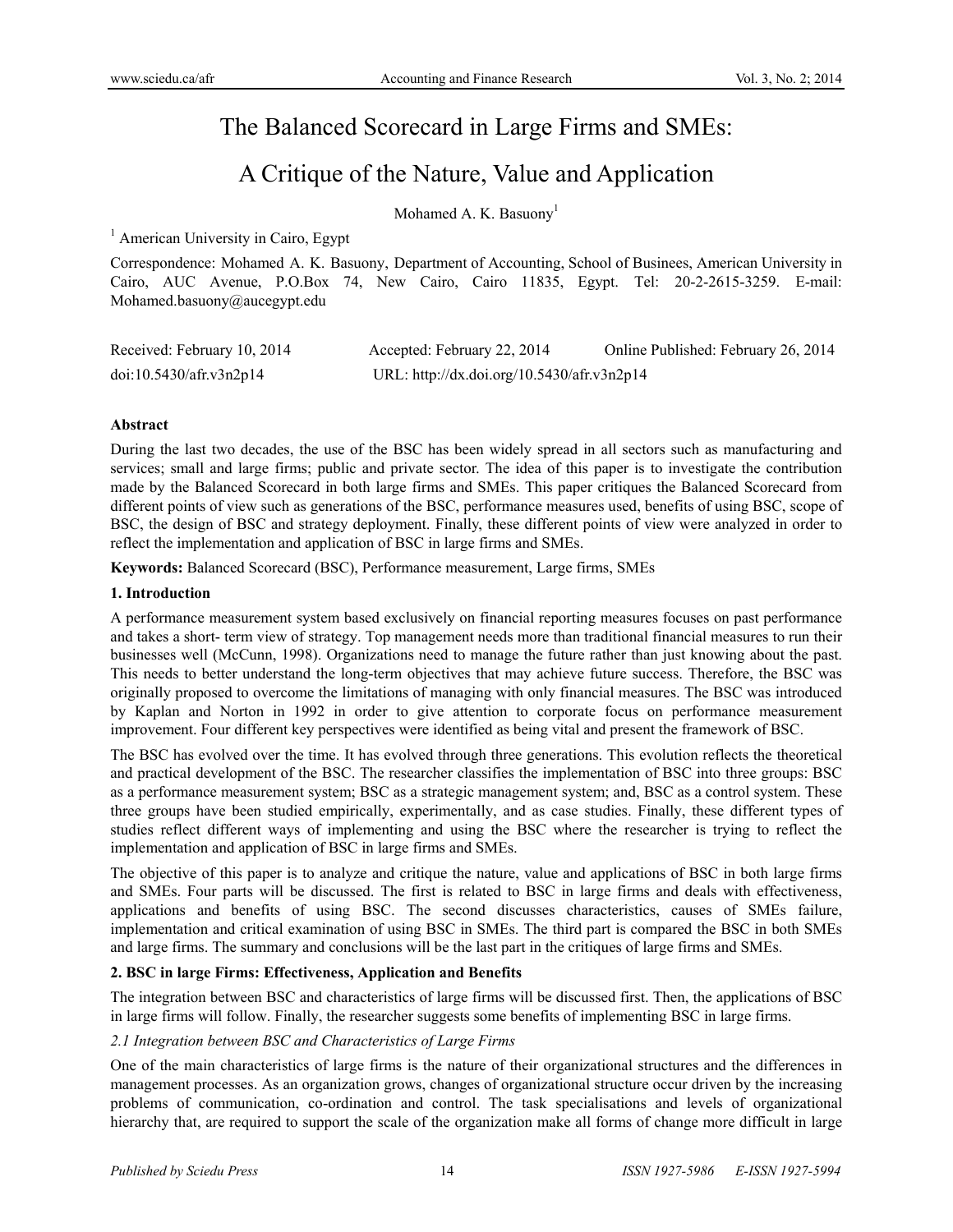# The Balanced Scorecard in Large Firms and SMEs:

# A Critique of the Nature, Value and Application

Mohamed A. K. Basuony[1]

[1] American University in Cairo, Egypt

Correspondence: Mohamed A. K. Basuony, Department of Accounting, School of Businees, American University in Cairo, AUC Avenue, P.O.Box 74, New Cairo, Cairo 11835, Egypt. Tel: 20-2-2615-3259. E-mail: Mohamed.basuony@aucegypt.edu

Received: February 10, 2014 Accepted: February 22, 2014 Online Published: February 26, 2014

doi:10.5430/afr.v3n2p14 URL: http://dx.doi.org/10.5430/afr.v3n2p14

**Abstract**

During the last two decades, the use of the BSC has been widely spread in all sectors such as manufacturing and services; small and large firms; public and private sector. The idea of this paper is to investigate the contribution made by the Balanced Scorecard in both large firms and SMEs. This paper critiques the Balanced Scorecard from different points of view such as generations of the BSC, performance measures used, benefits of using BSC, scope of BSC, the design of BSC and strategy deployment. Finally, these different points of view were analyzed in order to reflect the implementation and application of BSC in large firms and SMEs.

**Keywords:** Balanced Scorecard (BSC), Performance measurement, Large firms, SMEs

## 1. Introduction

A performance measurement system based exclusively on financial reporting measures focuses on past performance and takes a short- term view of strategy. Top management needs more than traditional financial measures to run their businesses well (McCunn, 1998). Organizations need to manage the future rather than just knowing about the past. This needs to better understand the long-term objectives that may achieve future success. Therefore, the BSC was originally proposed to overcome the limitations of managing with only financial measures. The BSC was introduced by Kaplan and Norton in 1992 in order to give attention to corporate focus on performance measurement improvement. Four different key perspectives were identified as being vital and present the framework of BSC.

The BSC has evolved over the time. It has evolved through three generations. This evolution reflects the theoretical and practical development of the BSC. The researcher classifies the implementation of BSC into three groups: BSC as a performance measurement system; BSC as a strategic management system; and, BSC as a control system. These three groups have been studied empirically, experimentally, and as case studies. Finally, these different types of studies reflect different ways of implementing and using the BSC where the researcher is trying to reflect the implementation and application of BSC in large firms and SMEs.

The objective of this paper is to analyze and critique the nature, value and applications of BSC in both large firms and SMEs. Four parts will be discussed. The first is related to BSC in large firms and deals with effectiveness, applications and benefits of using BSC. The second discusses characteristics, causes of SMEs failure, implementation and critical examination of using BSC in SMEs. The third part is compared the BSC in both SMEs and large firms. The summary and conclusions will be the last part in the critiques of large firms and SMEs.

## 2. BSC in large Firms: Effectiveness, Application and Benefits

The integration between BSC and characteristics of large firms will be discussed first. Then, the applications of BSC in large firms will follow. Finally, the researcher suggests some benefits of implementing BSC in large firms.

### *2.1 Integration between BSC and Characteristics of Large Firms*

One of the main characteristics of large firms is the nature of their organizational structures and the differences in management processes. As an organization grows, changes of organizational structure occur driven by the increasing problems of communication, co-ordination and control. The task specialisations and levels of organizational hierarchy that, are required to support the scale of the organization make all forms of change more difficult in large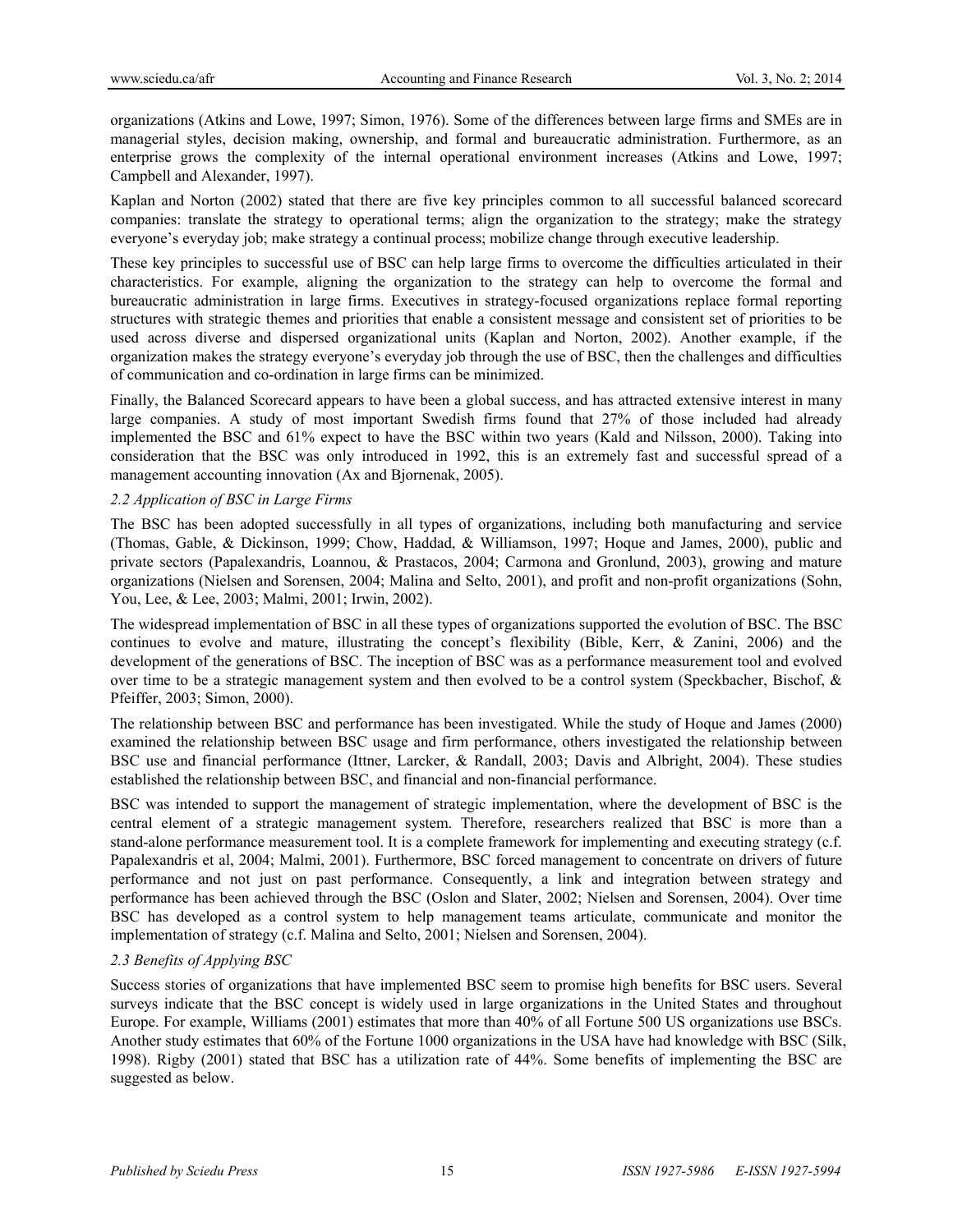organizations (Atkins and Lowe, 1997; Simon, 1976). Some of the differences between large firms and SMEs are in managerial styles, decision making, ownership, and formal and bureaucratic administration. Furthermore, as an enterprise grows the complexity of the internal operational environment increases (Atkins and Lowe, 1997; Campbell and Alexander, 1997).

Kaplan and Norton (2002) stated that there are five key principles common to all successful balanced scorecard companies: translate the strategy to operational terms; align the organization to the strategy; make the strategy everyone's everyday job; make strategy a continual process; mobilize change through executive leadership.

These key principles to successful use of BSC can help large firms to overcome the difficulties articulated in their characteristics. For example, aligning the organization to the strategy can help to overcome the formal and bureaucratic administration in large firms. Executives in strategy-focused organizations replace formal reporting structures with strategic themes and priorities that enable a consistent message and consistent set of priorities to be used across diverse and dispersed organizational units (Kaplan and Norton, 2002). Another example, if the organization makes the strategy everyone's everyday job through the use of BSC, then the challenges and difficulties of communication and co-ordination in large firms can be minimized.

Finally, the Balanced Scorecard appears to have been a global success, and has attracted extensive interest in many large companies. A study of most important Swedish firms found that 27% of those included had already implemented the BSC and 61% expect to have the BSC within two years (Kald and Nilsson, 2000). Taking into consideration that the BSC was only introduced in 1992, this is an extremely fast and successful spread of a management accounting innovation (Ax and Bjornenak, 2005).

### *2.2 Application of BSC in Large Firms*

The BSC has been adopted successfully in all types of organizations, including both manufacturing and service (Thomas, Gable, & Dickinson, 1999; Chow, Haddad, & Williamson, 1997; Hoque and James, 2000), public and private sectors (Papalexandris, Loannou, & Prastacos, 2004; Carmona and Gronlund, 2003), growing and mature organizations (Nielsen and Sorensen, 2004; Malina and Selto, 2001), and profit and non-profit organizations (Sohn, You, Lee, & Lee, 2003; Malmi, 2001; Irwin, 2002).

The widespread implementation of BSC in all these types of organizations supported the evolution of BSC. The BSC continues to evolve and mature, illustrating the concept's flexibility (Bible, Kerr, & Zanini, 2006) and the development of the generations of BSC. The inception of BSC was as a performance measurement tool and evolved over time to be a strategic management system and then evolved to be a control system (Speckbacher, Bischof, & Pfeiffer, 2003; Simon, 2000).

The relationship between BSC and performance has been investigated. While the study of Hoque and James (2000) examined the relationship between BSC usage and firm performance, others investigated the relationship between BSC use and financial performance (Ittner, Larcker, & Randall, 2003; Davis and Albright, 2004). These studies established the relationship between BSC, and financial and non-financial performance.

BSC was intended to support the management of strategic implementation, where the development of BSC is the central element of a strategic management system. Therefore, researchers realized that BSC is more than a stand-alone performance measurement tool. It is a complete framework for implementing and executing strategy (c.f. Papalexandris et al, 2004; Malmi, 2001). Furthermore, BSC forced management to concentrate on drivers of future performance and not just on past performance. Consequently, a link and integration between strategy and performance has been achieved through the BSC (Oslon and Slater, 2002; Nielsen and Sorensen, 2004). Over time BSC has developed as a control system to help management teams articulate, communicate and monitor the implementation of strategy (c.f. Malina and Selto, 2001; Nielsen and Sorensen, 2004).

### *2.3 Benefits of Applying BSC*

Success stories of organizations that have implemented BSC seem to promise high benefits for BSC users. Several surveys indicate that the BSC concept is widely used in large organizations in the United States and throughout Europe. For example, Williams (2001) estimates that more than 40% of all Fortune 500 US organizations use BSCs. Another study estimates that 60% of the Fortune 1000 organizations in the USA have had knowledge with BSC (Silk, 1998). Rigby (2001) stated that BSC has a utilization rate of 44%. Some benefits of implementing the BSC are suggested as below.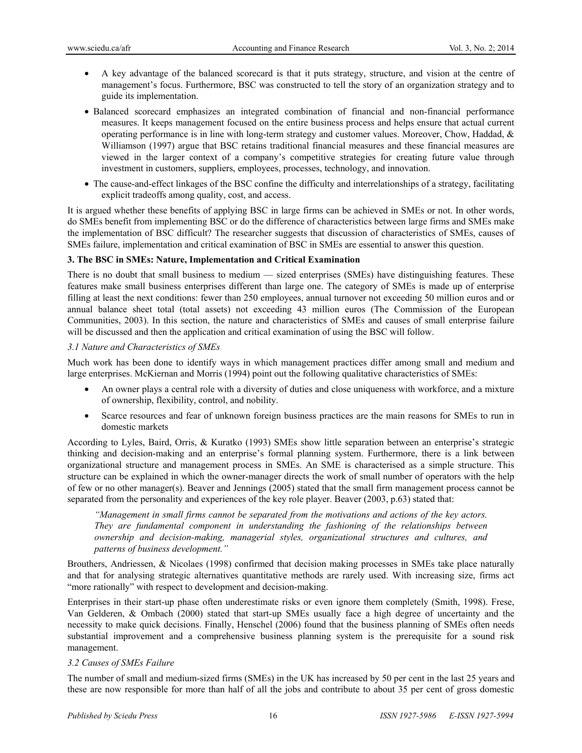- A key advantage of the balanced scorecard is that it puts strategy, structure, and vision at the centre of management's focus. Furthermore, BSC was constructed to tell the story of an organization strategy and to guide its implementation.
- Balanced scorecard emphasizes an integrated combination of financial and non-financial performance measures. It keeps management focused on the entire business process and helps ensure that actual current operating performance is in line with long-term strategy and customer values. Moreover, Chow, Haddad, & Williamson (1997) argue that BSC retains traditional financial measures and these financial measures are viewed in the larger context of a company's competitive strategies for creating future value through investment in customers, suppliers, employees, processes, technology, and innovation.
- The cause-and-effect linkages of the BSC confine the difficulty and interrelationships of a strategy, facilitating explicit tradeoffs among quality, cost, and access.

It is argued whether these benefits of applying BSC in large firms can be achieved in SMEs or not. In other words, do SMEs benefit from implementing BSC or do the difference of characteristics between large firms and SMEs make the implementation of BSC difficult? The researcher suggests that discussion of characteristics of SMEs, causes of SMEs failure, implementation and critical examination of BSC in SMEs are essential to answer this question.

## 3. The BSC in SMEs: Nature, Implementation and Critical Examination

There is no doubt that small business to medium — sized enterprises (SMEs) have distinguishing features. These features make small business enterprises different than large one. The category of SMEs is made up of enterprise filling at least the next conditions: fewer than 250 employees, annual turnover not exceeding 50 million euros and or annual balance sheet total (total assets) not exceeding 43 million euros (The Commission of the European Communities, 2003). In this section, the nature and characteristics of SMEs and causes of small enterprise failure will be discussed and then the application and critical examination of using the BSC will follow.

### *3.1 Nature and Characteristics of SMEs*

Much work has been done to identify ways in which management practices differ among small and medium and large enterprises. McKiernan and Morris (1994) point out the following qualitative characteristics of SMEs:

- An owner plays a central role with a diversity of duties and close uniqueness with workforce, and a mixture of ownership, flexibility, control, and nobility.
- Scarce resources and fear of unknown foreign business practices are the main reasons for SMEs to run in domestic markets

According to Lyles, Baird, Orris, & Kuratko (1993) SMEs show little separation between an enterprise's strategic thinking and decision-making and an enterprise's formal planning system. Furthermore, there is a link between organizational structure and management process in SMEs. An SME is characterised as a simple structure. This structure can be explained in which the owner-manager directs the work of small number of operators with the help of few or no other manager(s). Beaver and Jennings (2005) stated that the small firm management process cannot be separated from the personality and experiences of the key role player. Beaver (2003, p.63) stated that:

> *"Management in small firms cannot be separated from the motivations and actions of the key actors. They are fundamental component in understanding the fashioning of the relationships between ownership and decision-making, managerial styles, organizational structures and cultures, and patterns of business development."*

Brouthers, Andriessen, & Nicolaes (1998) confirmed that decision making processes in SMEs take place naturally and that for analysing strategic alternatives quantitative methods are rarely used. With increasing size, firms act "more rationally" with respect to development and decision-making.

Enterprises in their start-up phase often underestimate risks or even ignore them completely (Smith, 1998). Frese, Van Gelderen, & Ombach (2000) stated that start-up SMEs usually face a high degree of uncertainty and the necessity to make quick decisions. Finally, Henschel (2006) found that the business planning of SMEs often needs substantial improvement and a comprehensive business planning system is the prerequisite for a sound risk management.

### *3.2 Causes of SMEs Failure*

The number of small and medium-sized firms (SMEs) in the UK has increased by 50 per cent in the last 25 years and these are now responsible for more than half of all the jobs and contribute to about 35 per cent of gross domestic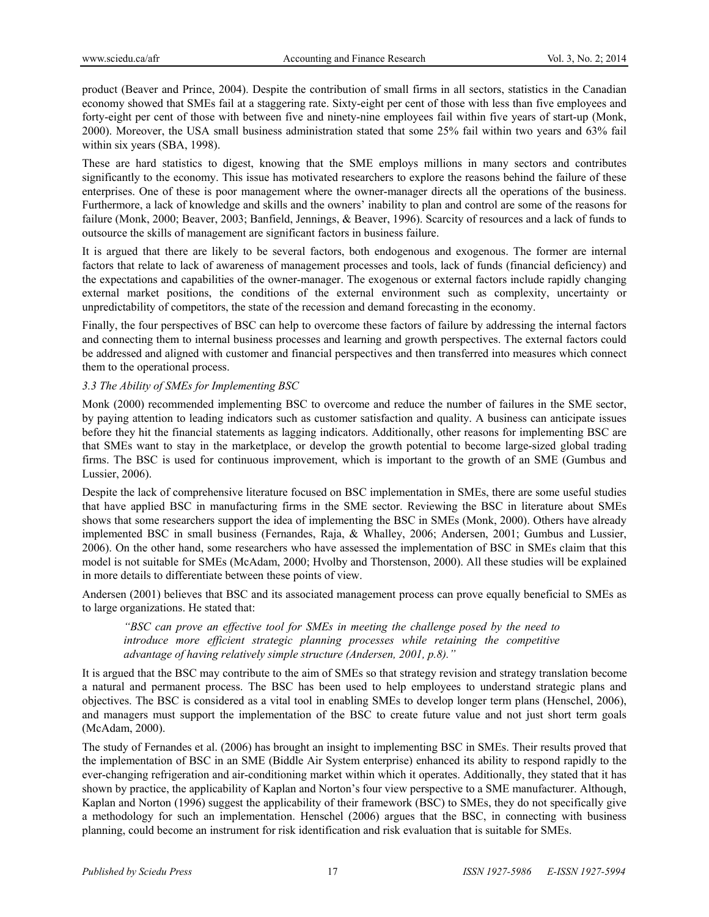product (Beaver and Prince, 2004). Despite the contribution of small firms in all sectors, statistics in the Canadian economy showed that SMEs fail at a staggering rate. Sixty-eight per cent of those with less than five employees and forty-eight per cent of those with between five and ninety-nine employees fail within five years of start-up (Monk, 2000). Moreover, the USA small business administration stated that some 25% fail within two years and 63% fail within six years (SBA, 1998).

These are hard statistics to digest, knowing that the SME employs millions in many sectors and contributes significantly to the economy. This issue has motivated researchers to explore the reasons behind the failure of these enterprises. One of these is poor management where the owner-manager directs all the operations of the business. Furthermore, a lack of knowledge and skills and the owners' inability to plan and control are some of the reasons for failure (Monk, 2000; Beaver, 2003; Banfield, Jennings, & Beaver, 1996). Scarcity of resources and a lack of funds to outsource the skills of management are significant factors in business failure.

It is argued that there are likely to be several factors, both endogenous and exogenous. The former are internal factors that relate to lack of awareness of management processes and tools, lack of funds (financial deficiency) and the expectations and capabilities of the owner-manager. The exogenous or external factors include rapidly changing external market positions, the conditions of the external environment such as complexity, uncertainty or unpredictability of competitors, the state of the recession and demand forecasting in the economy.

Finally, the four perspectives of BSC can help to overcome these factors of failure by addressing the internal factors and connecting them to internal business processes and learning and growth perspectives. The external factors could be addressed and aligned with customer and financial perspectives and then transferred into measures which connect them to the operational process.

### *3.3 The Ability of SMEs for Implementing BSC*

Monk (2000) recommended implementing BSC to overcome and reduce the number of failures in the SME sector, by paying attention to leading indicators such as customer satisfaction and quality. A business can anticipate issues before they hit the financial statements as lagging indicators. Additionally, other reasons for implementing BSC are that SMEs want to stay in the marketplace, or develop the growth potential to become large-sized global trading firms. The BSC is used for continuous improvement, which is important to the growth of an SME (Gumbus and Lussier, 2006).

Despite the lack of comprehensive literature focused on BSC implementation in SMEs, there are some useful studies that have applied BSC in manufacturing firms in the SME sector. Reviewing the BSC in literature about SMEs shows that some researchers support the idea of implementing the BSC in SMEs (Monk, 2000). Others have already implemented BSC in small business (Fernandes, Raja, & Whalley, 2006; Andersen, 2001; Gumbus and Lussier, 2006). On the other hand, some researchers who have assessed the implementation of BSC in SMEs claim that this model is not suitable for SMEs (McAdam, 2000; Hvolby and Thorstenson, 2000). All these studies will be explained in more details to differentiate between these points of view.

Andersen (2001) believes that BSC and its associated management process can prove equally beneficial to SMEs as to large organizations. He stated that:

> *"BSC can prove an effective tool for SMEs in meeting the challenge posed by the need to introduce more efficient strategic planning processes while retaining the competitive advantage of having relatively simple structure (Andersen, 2001, p.8)."*

It is argued that the BSC may contribute to the aim of SMEs so that strategy revision and strategy translation become a natural and permanent process. The BSC has been used to help employees to understand strategic plans and objectives. The BSC is considered as a vital tool in enabling SMEs to develop longer term plans (Henschel, 2006), and managers must support the implementation of the BSC to create future value and not just short term goals (McAdam, 2000).

The study of Fernandes et al. (2006) has brought an insight to implementing BSC in SMEs. Their results proved that the implementation of BSC in an SME (Biddle Air System enterprise) enhanced its ability to respond rapidly to the ever-changing refrigeration and air-conditioning market within which it operates. Additionally, they stated that it has shown by practice, the applicability of Kaplan and Norton's four view perspective to a SME manufacturer. Although, Kaplan and Norton (1996) suggest the applicability of their framework (BSC) to SMEs, they do not specifically give a methodology for such an implementation. Henschel (2006) argues that the BSC, in connecting with business planning, could become an instrument for risk identification and risk evaluation that is suitable for SMEs.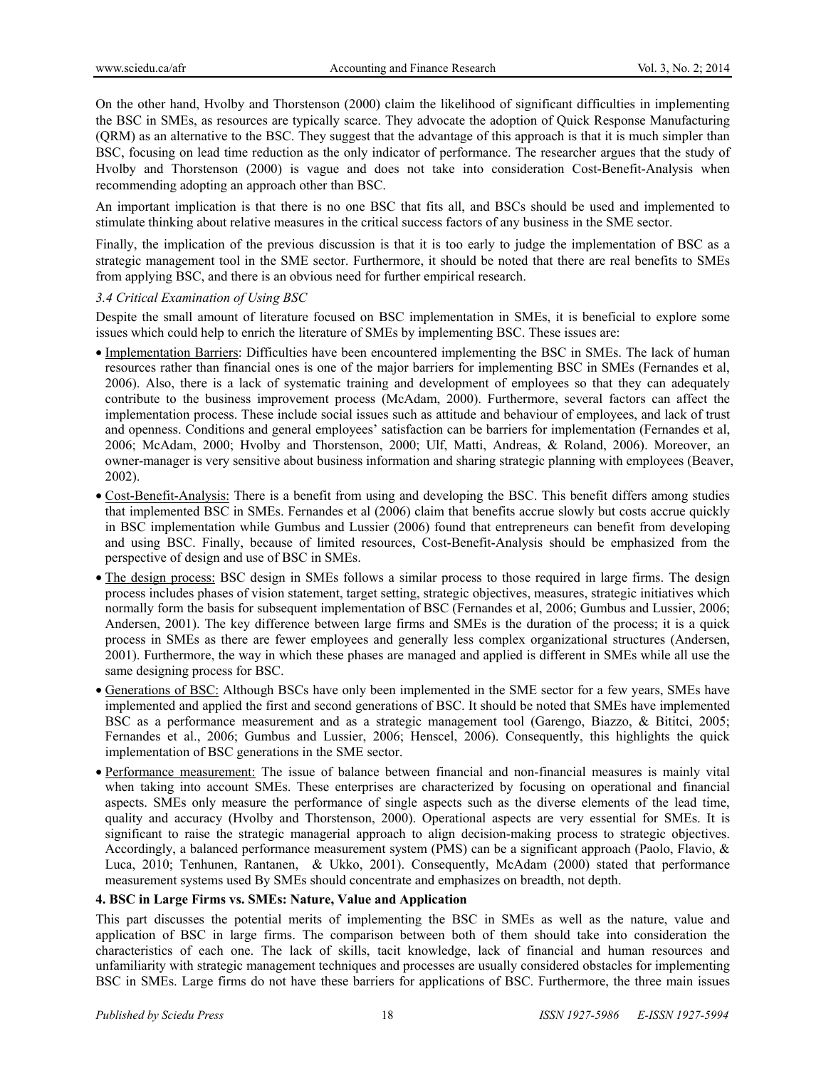On the other hand, Hvolby and Thorstenson (2000) claim the likelihood of significant difficulties in implementing the BSC in SMEs, as resources are typically scarce. They advocate the adoption of Quick Response Manufacturing (QRM) as an alternative to the BSC. They suggest that the advantage of this approach is that it is much simpler than BSC, focusing on lead time reduction as the only indicator of performance. The researcher argues that the study of Hvolby and Thorstenson (2000) is vague and does not take into consideration Cost-Benefit-Analysis when recommending adopting an approach other than BSC.

An important implication is that there is no one BSC that fits all, and BSCs should be used and implemented to stimulate thinking about relative measures in the critical success factors of any business in the SME sector.

Finally, the implication of the previous discussion is that it is too early to judge the implementation of BSC as a strategic management tool in the SME sector. Furthermore, it should be noted that there are real benefits to SMEs from applying BSC, and there is an obvious need for further empirical research.

### *3.4 Critical Examination of Using BSC*

Despite the small amount of literature focused on BSC implementation in SMEs, it is beneficial to explore some issues which could help to enrich the literature of SMEs by implementing BSC. These issues are:

- Implementation Barriers: Difficulties have been encountered implementing the BSC in SMEs. The lack of human resources rather than financial ones is one of the major barriers for implementing BSC in SMEs (Fernandes et al, 2006). Also, there is a lack of systematic training and development of employees so that they can adequately contribute to the business improvement process (McAdam, 2000). Furthermore, several factors can affect the implementation process. These include social issues such as attitude and behaviour of employees, and lack of trust and openness. Conditions and general employees' satisfaction can be barriers for implementation (Fernandes et al, 2006; McAdam, 2000; Hvolby and Thorstenson, 2000; Ulf, Matti, Andreas, & Roland, 2006). Moreover, an owner-manager is very sensitive about business information and sharing strategic planning with employees (Beaver, 2002).
- Cost-Benefit-Analysis: There is a benefit from using and developing the BSC. This benefit differs among studies that implemented BSC in SMEs. Fernandes et al (2006) claim that benefits accrue slowly but costs accrue quickly in BSC implementation while Gumbus and Lussier (2006) found that entrepreneurs can benefit from developing and using BSC. Finally, because of limited resources, Cost-Benefit-Analysis should be emphasized from the perspective of design and use of BSC in SMEs.
- The design process: BSC design in SMEs follows a similar process to those required in large firms. The design process includes phases of vision statement, target setting, strategic objectives, measures, strategic initiatives which normally form the basis for subsequent implementation of BSC (Fernandes et al, 2006; Gumbus and Lussier, 2006; Andersen, 2001). The key difference between large firms and SMEs is the duration of the process; it is a quick process in SMEs as there are fewer employees and generally less complex organizational structures (Andersen, 2001). Furthermore, the way in which these phases are managed and applied is different in SMEs while all use the same designing process for BSC.
- Generations of BSC: Although BSCs have only been implemented in the SME sector for a few years, SMEs have implemented and applied the first and second generations of BSC. It should be noted that SMEs have implemented BSC as a performance measurement and as a strategic management tool (Garengo, Biazzo, & Bititci, 2005; Fernandes et al., 2006; Gumbus and Lussier, 2006; Henscel, 2006). Consequently, this highlights the quick implementation of BSC generations in the SME sector.
- Performance measurement: The issue of balance between financial and non-financial measures is mainly vital when taking into account SMEs. These enterprises are characterized by focusing on operational and financial aspects. SMEs only measure the performance of single aspects such as the diverse elements of the lead time, quality and accuracy (Hvolby and Thorstenson, 2000). Operational aspects are very essential for SMEs. It is significant to raise the strategic managerial approach to align decision-making process to strategic objectives. Accordingly, a balanced performance measurement system (PMS) can be a significant approach (Paolo, Flavio, & Luca, 2010; Tenhunen, Rantanen, & Ukko, 2001). Consequently, McAdam (2000) stated that performance measurement systems used By SMEs should concentrate and emphasizes on breadth, not depth.

## 4. BSC in Large Firms vs. SMEs: Nature, Value and Application

This part discusses the potential merits of implementing the BSC in SMEs as well as the nature, value and application of BSC in large firms. The comparison between both of them should take into consideration the characteristics of each one. The lack of skills, tacit knowledge, lack of financial and human resources and unfamiliarity with strategic management techniques and processes are usually considered obstacles for implementing BSC in SMEs. Large firms do not have these barriers for applications of BSC. Furthermore, the three main issues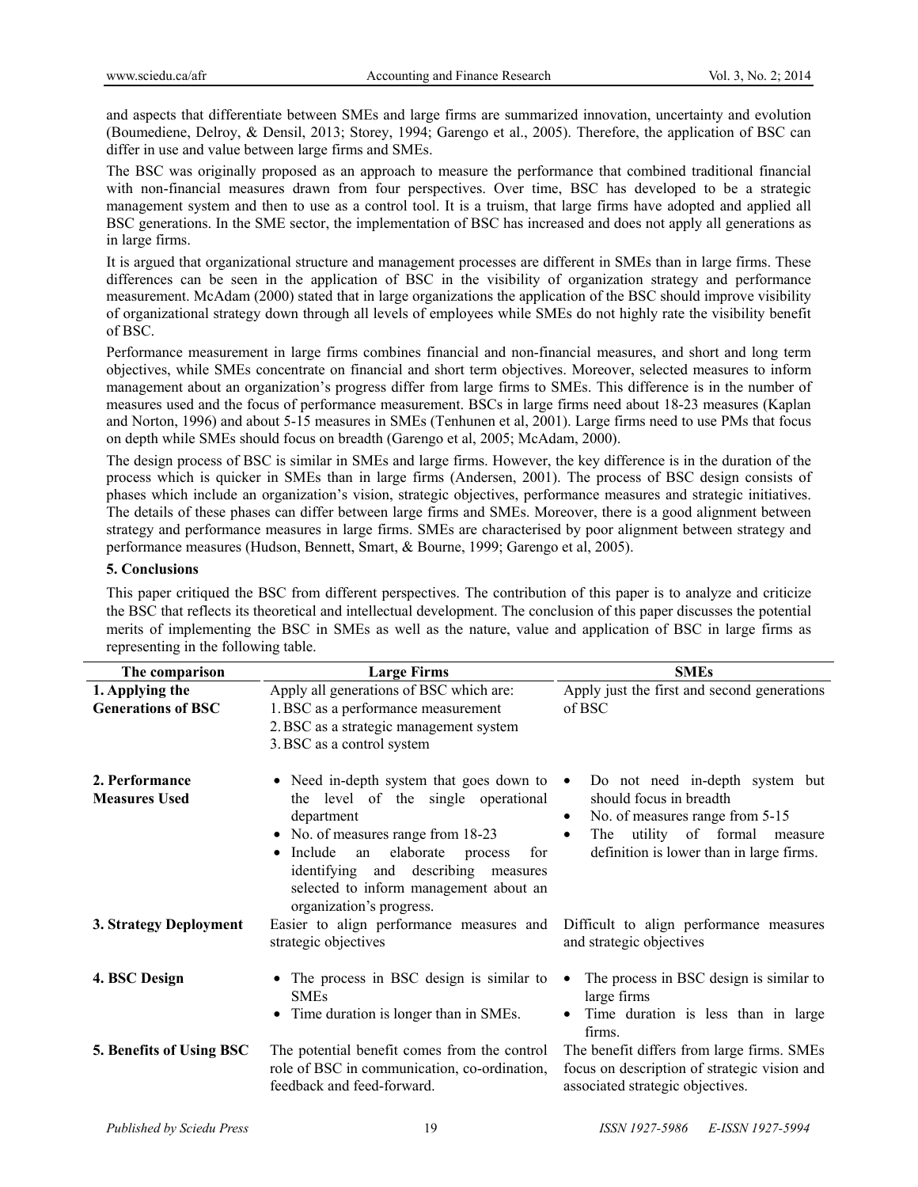and aspects that differentiate between SMEs and large firms are summarized innovation, uncertainty and evolution (Boumediene, Delroy, & Densil, 2013; Storey, 1994; Garengo et al., 2005). Therefore, the application of BSC can differ in use and value between large firms and SMEs.

The BSC was originally proposed as an approach to measure the performance that combined traditional financial with non-financial measures drawn from four perspectives. Over time, BSC has developed to be a strategic management system and then to use as a control tool. It is a truism, that large firms have adopted and applied all BSC generations. In the SME sector, the implementation of BSC has increased and does not apply all generations as in large firms.

It is argued that organizational structure and management processes are different in SMEs than in large firms. These differences can be seen in the application of BSC in the visibility of organization strategy and performance measurement. McAdam (2000) stated that in large organizations the application of the BSC should improve visibility of organizational strategy down through all levels of employees while SMEs do not highly rate the visibility benefit of BSC.

Performance measurement in large firms combines financial and non-financial measures, and short and long term objectives, while SMEs concentrate on financial and short term objectives. Moreover, selected measures to inform management about an organization's progress differ from large firms to SMEs. This difference is in the number of measures used and the focus of performance measurement. BSCs in large firms need about 18-23 measures (Kaplan and Norton, 1996) and about 5-15 measures in SMEs (Tenhunen et al, 2001). Large firms need to use PMs that focus on depth while SMEs should focus on breadth (Garengo et al, 2005; McAdam, 2000).

The design process of BSC is similar in SMEs and large firms. However, the key difference is in the duration of the process which is quicker in SMEs than in large firms (Andersen, 2001). The process of BSC design consists of phases which include an organization's vision, strategic objectives, performance measures and strategic initiatives. The details of these phases can differ between large firms and SMEs. Moreover, there is a good alignment between strategy and performance measures in large firms. SMEs are characterised by poor alignment between strategy and performance measures (Hudson, Bennett, Smart, & Bourne, 1999; Garengo et al, 2005).

## 5. Conclusions

This paper critiqued the BSC from different perspectives. The contribution of this paper is to analyze and criticize the BSC that reflects its theoretical and intellectual development. The conclusion of this paper discusses the potential merits of implementing the BSC in SMEs as well as the nature, value and application of BSC in large firms as representing in the following table.

| The comparison | Large Firms | SMEs |
|---|---|---|
| **1. Applying the Generations of BSC** | Apply all generations of BSC which are:<br>1. BSC as a performance measurement<br>2. BSC as a strategic management system<br>3. BSC as a control system | Apply just the first and second generations of BSC |
| **2. Performance Measures Used** | • Need in-depth system that goes down to the level of the single operational department<br>• No. of measures range from 18-23<br>• Include an elaborate process for identifying and describing measures selected to inform management about an organization's progress. | • Do not need in-depth system but should focus in breadth<br>• No. of measures range from 5-15<br>• The utility of formal measure definition is lower than in large firms. |
| **3. Strategy Deployment** | Easier to align performance measures and strategic objectives | Difficult to align performance measures and strategic objectives |
| **4. BSC Design** | • The process in BSC design is similar to SMEs<br>• Time duration is longer than in SMEs. | • The process in BSC design is similar to large firms<br>• Time duration is less than in large firms. |
| **5. Benefits of Using BSC** | The potential benefit comes from the control role of BSC in communication, co-ordination, feedback and feed-forward. | The benefit differs from large firms. SMEs focus on description of strategic vision and associated strategic objectives. |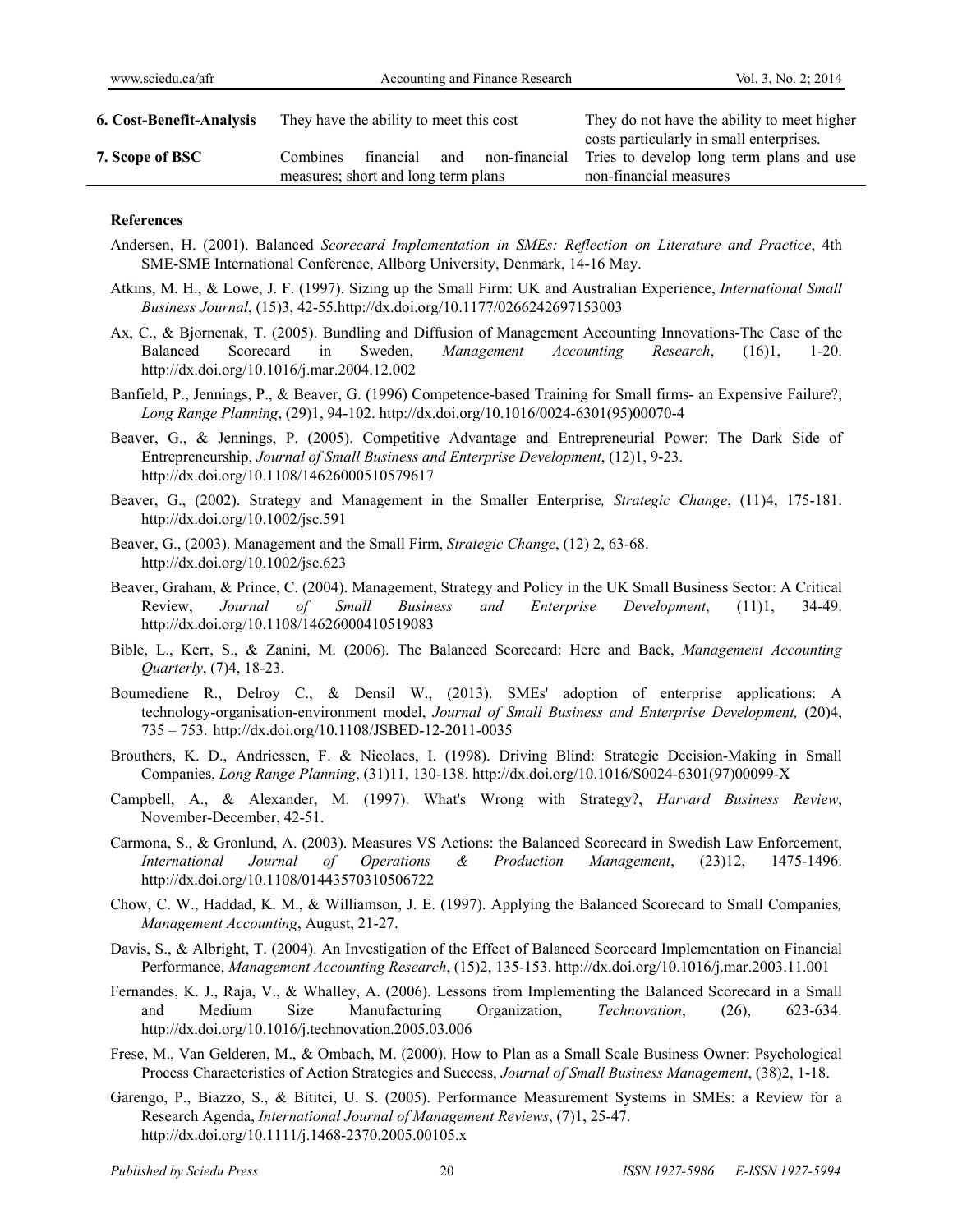| | | |
|---|---|---|
| **6. Cost-Benefit-Analysis** | They have the ability to meet this cost | They do not have the ability to meet higher costs particularly in small enterprises. |
| **7. Scope of BSC** | Combines financial and non-financial measures; short and long term plans | Tries to develop long term plans and use non-financial measures |

**References**

Andersen, H. (2001). Balanced *Scorecard Implementation in SMEs: Reflection on Literature and Practice*, 4th SME-SME International Conference, Allborg University, Denmark, 14-16 May.

Atkins, M. H., & Lowe, J. F. (1997). Sizing up the Small Firm: UK and Australian Experience, *International Small Business Journal*, (15)3, 42-55.http://dx.doi.org/10.1177/0266242697153003

Ax, C., & Bjornenak, T. (2005). Bundling and Diffusion of Management Accounting Innovations-The Case of the Balanced Scorecard in Sweden, *Management Accounting Research*, (16)1, 1-20. http://dx.doi.org/10.1016/j.mar.2004.12.002

Banfield, P., Jennings, P., & Beaver, G. (1996) Competence-based Training for Small firms- an Expensive Failure?, *Long Range Planning*, (29)1, 94-102. http://dx.doi.org/10.1016/0024-6301(95)00070-4

Beaver, G., & Jennings, P. (2005). Competitive Advantage and Entrepreneurial Power: The Dark Side of Entrepreneurship, *Journal of Small Business and Enterprise Development*, (12)1, 9-23. http://dx.doi.org/10.1108/14626000510579617

Beaver, G., (2002). Strategy and Management in the Smaller Enterprise*, Strategic Change*, (11)4, 175-181. http://dx.doi.org/10.1002/jsc.591

Beaver, G., (2003). Management and the Small Firm, *Strategic Change*, (12) 2, 63-68. http://dx.doi.org/10.1002/jsc.623

Beaver, Graham, & Prince, C. (2004). Management, Strategy and Policy in the UK Small Business Sector: A Critical Review, *Journal of Small Business and Enterprise Development*, (11)1, 34-49. http://dx.doi.org/10.1108/14626000410519083

Bible, L., Kerr, S., & Zanini, M. (2006). The Balanced Scorecard: Here and Back, *Management Accounting Quarterly*, (7)4, 18-23.

Boumediene R., Delroy C., & Densil W., (2013). SMEs' adoption of enterprise applications: A technology-organisation-environment model, *Journal of Small Business and Enterprise Development,* (20)4, 735 – 753. http://dx.doi.org/10.1108/JSBED-12-2011-0035

Brouthers, K. D., Andriessen, F. & Nicolaes, I. (1998). Driving Blind: Strategic Decision-Making in Small Companies, *Long Range Planning*, (31)11, 130-138. http://dx.doi.org/10.1016/S0024-6301(97)00099-X

Campbell, A., & Alexander, M. (1997). What's Wrong with Strategy?, *Harvard Business Review*, November-December, 42-51.

Carmona, S., & Gronlund, A. (2003). Measures VS Actions: the Balanced Scorecard in Swedish Law Enforcement, *International Journal of Operations & Production Management*, (23)12, 1475-1496. http://dx.doi.org/10.1108/01443570310506722

Chow, C. W., Haddad, K. M., & Williamson, J. E. (1997). Applying the Balanced Scorecard to Small Companies*, Management Accounting*, August, 21-27.

Davis, S., & Albright, T. (2004). An Investigation of the Effect of Balanced Scorecard Implementation on Financial Performance, *Management Accounting Research*, (15)2, 135-153. http://dx.doi.org/10.1016/j.mar.2003.11.001

Fernandes, K. J., Raja, V., & Whalley, A. (2006). Lessons from Implementing the Balanced Scorecard in a Small and Medium Size Manufacturing Organization, *Technovation*, (26), 623-634. http://dx.doi.org/10.1016/j.technovation.2005.03.006

Frese, M., Van Gelderen, M., & Ombach, M. (2000). How to Plan as a Small Scale Business Owner: Psychological Process Characteristics of Action Strategies and Success, *Journal of Small Business Management*, (38)2, 1-18.

Garengo, P., Biazzo, S., & Bititci, U. S. (2005). Performance Measurement Systems in SMEs: a Review for a Research Agenda, *International Journal of Management Reviews*, (7)1, 25-47. http://dx.doi.org/10.1111/j.1468-2370.2005.00105.x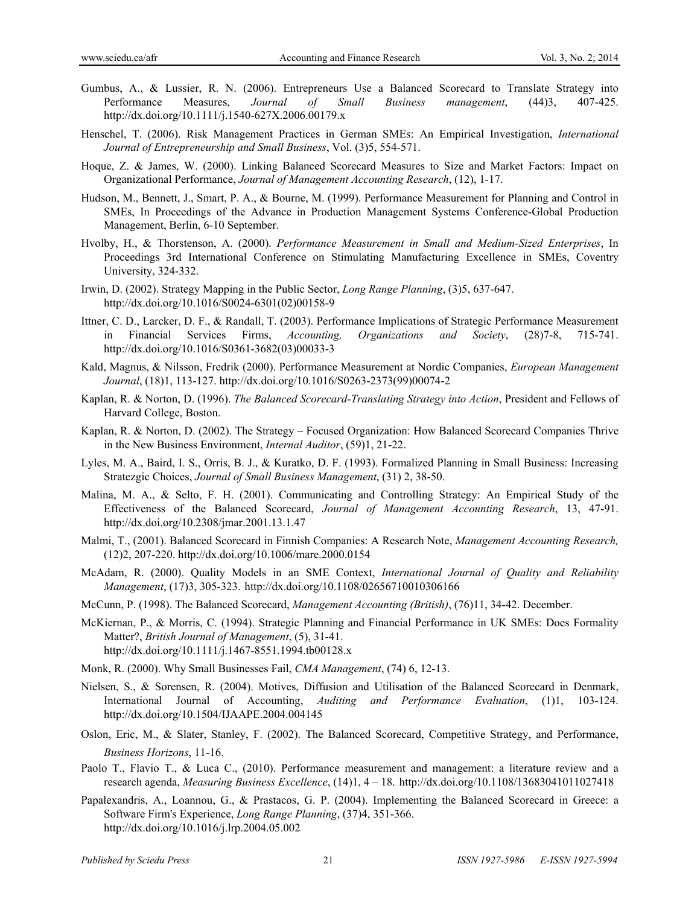Gumbus, A., & Lussier, R. N. (2006). Entrepreneurs Use a Balanced Scorecard to Translate Strategy into Performance Measures, *Journal of Small Business management*, (44)3, 407-425. http://dx.doi.org/10.1111/j.1540-627X.2006.00179.x

Henschel, T. (2006). Risk Management Practices in German SMEs: An Empirical Investigation, *International Journal of Entrepreneurship and Small Business*, Vol. (3)5, 554-571.

Hoque, Z. & James, W. (2000). Linking Balanced Scorecard Measures to Size and Market Factors: Impact on Organizational Performance, *Journal of Management Accounting Research*, (12), 1-17.

Hudson, M., Bennett, J., Smart, P. A., & Bourne, M. (1999). Performance Measurement for Planning and Control in SMEs, In Proceedings of the Advance in Production Management Systems Conference-Global Production Management, Berlin, 6-10 September.

Hvolby, H., & Thorstenson, A. (2000). *Performance Measurement in Small and Medium-Sized Enterprises*, In Proceedings 3rd International Conference on Stimulating Manufacturing Excellence in SMEs, Coventry University, 324-332.

Irwin, D. (2002). Strategy Mapping in the Public Sector, *Long Range Planning*, (3)5, 637-647. http://dx.doi.org/10.1016/S0024-6301(02)00158-9

Ittner, C. D., Larcker, D. F., & Randall, T. (2003). Performance Implications of Strategic Performance Measurement in Financial Services Firms, *Accounting, Organizations and Society*, (28)7-8, 715-741. http://dx.doi.org/10.1016/S0361-3682(03)00033-3

Kald, Magnus, & Nilsson, Fredrik (2000). Performance Measurement at Nordic Companies, *European Management Journal*, (18)1, 113-127. http://dx.doi.org/10.1016/S0263-2373(99)00074-2

Kaplan, R. & Norton, D. (1996). *The Balanced Scorecard-Translating Strategy into Action*, President and Fellows of Harvard College, Boston.

Kaplan, R. & Norton, D. (2002). The Strategy – Focused Organization: How Balanced Scorecard Companies Thrive in the New Business Environment, *Internal Auditor*, (59)1, 21-22.

Lyles, M. A., Baird, I. S., Orris, B. J., & Kuratko, D. F. (1993). Formalized Planning in Small Business: Increasing Stratezgic Choices, *Journal of Small Business Management*, (31) 2, 38-50.

Malina, M. A., & Selto, F. H. (2001). Communicating and Controlling Strategy: An Empirical Study of the Effectiveness of the Balanced Scorecard, *Journal of Management Accounting Research*, 13, 47-91. http://dx.doi.org/10.2308/jmar.2001.13.1.47

Malmi, T., (2001). Balanced Scorecard in Finnish Companies: A Research Note, *Management Accounting Research,* (12)2, 207-220. http://dx.doi.org/10.1006/mare.2000.0154

McAdam, R. (2000). Quality Models in an SME Context, *International Journal of Quality and Reliability Management*, (17)3, 305-323. http://dx.doi.org/10.1108/02656710010306166

McCunn, P. (1998). The Balanced Scorecard, *Management Accounting (British)*, (76)11, 34-42. December.

McKiernan, P., & Morris, C. (1994). Strategic Planning and Financial Performance in UK SMEs: Does Formality Matter?, *British Journal of Management*, (5), 31-41. http://dx.doi.org/10.1111/j.1467-8551.1994.tb00128.x

Monk, R. (2000). Why Small Businesses Fail, *CMA Management*, (74) 6, 12-13.

Nielsen, S., & Sorensen, R. (2004). Motives, Diffusion and Utilisation of the Balanced Scorecard in Denmark, International Journal of Accounting, *Auditing and Performance Evaluation*, (1)1, 103-124. http://dx.doi.org/10.1504/IJAAPE.2004.004145

Oslon, Eric, M., & Slater, Stanley, F. (2002). The Balanced Scorecard, Competitive Strategy, and Performance, *Business Horizons*, 11-16.

Paolo T., Flavio T., & Luca C., (2010). Performance measurement and management: a literature review and a research agenda, *Measuring Business Excellence*, (14)1, 4 – 18. http://dx.doi.org/10.1108/13683041011027418

Papalexandris, A., Loannou, G., & Prastacos, G. P. (2004). Implementing the Balanced Scorecard in Greece: a Software Firm's Experience, *Long Range Planning*, (37)4, 351-366. http://dx.doi.org/10.1016/j.lrp.2004.05.002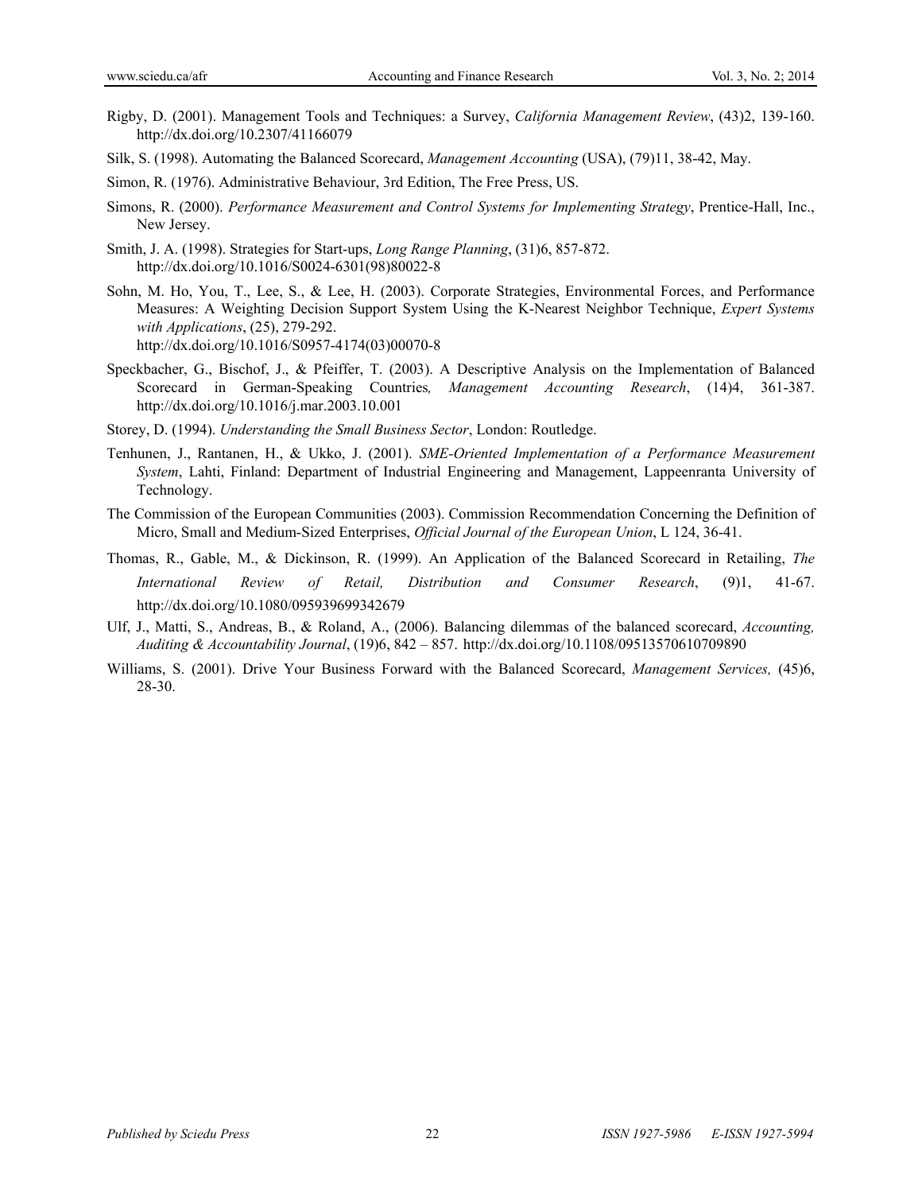Rigby, D. (2001). Management Tools and Techniques: a Survey, *California Management Review*, (43)2, 139-160. http://dx.doi.org/10.2307/41166079

Silk, S. (1998). Automating the Balanced Scorecard, *Management Accounting* (USA), (79)11, 38-42, May.

Simon, R. (1976). Administrative Behaviour, 3rd Edition, The Free Press, US.

Simons, R. (2000). *Performance Measurement and Control Systems for Implementing Strategy*, Prentice-Hall, Inc., New Jersey.

Smith, J. A. (1998). Strategies for Start-ups, *Long Range Planning*, (31)6, 857-872. http://dx.doi.org/10.1016/S0024-6301(98)80022-8

Sohn, M. Ho, You, T., Lee, S., & Lee, H. (2003). Corporate Strategies, Environmental Forces, and Performance Measures: A Weighting Decision Support System Using the K-Nearest Neighbor Technique, *Expert Systems with Applications*, (25), 279-292. http://dx.doi.org/10.1016/S0957-4174(03)00070-8

Speckbacher, G., Bischof, J., & Pfeiffer, T. (2003). A Descriptive Analysis on the Implementation of Balanced Scorecard in German-Speaking Countries*, Management Accounting Research*, (14)4, 361-387. http://dx.doi.org/10.1016/j.mar.2003.10.001

Storey, D. (1994). *Understanding the Small Business Sector*, London: Routledge.

Tenhunen, J., Rantanen, H., & Ukko, J. (2001). *SME-Oriented Implementation of a Performance Measurement System*, Lahti, Finland: Department of Industrial Engineering and Management, Lappeenranta University of Technology.

The Commission of the European Communities (2003). Commission Recommendation Concerning the Definition of Micro, Small and Medium-Sized Enterprises, *Official Journal of the European Union*, L 124, 36-41.

Thomas, R., Gable, M., & Dickinson, R. (1999). An Application of the Balanced Scorecard in Retailing, *The International Review of Retail, Distribution and Consumer Research*, (9)1, 41-67. http://dx.doi.org/10.1080/095939699342679

Ulf, J., Matti, S., Andreas, B., & Roland, A., (2006). Balancing dilemmas of the balanced scorecard, *Accounting, Auditing & Accountability Journal*, (19)6, 842 – 857. http://dx.doi.org/10.1108/09513570610709890

Williams, S. (2001). Drive Your Business Forward with the Balanced Scorecard, *Management Services,* (45)6, 28-30.